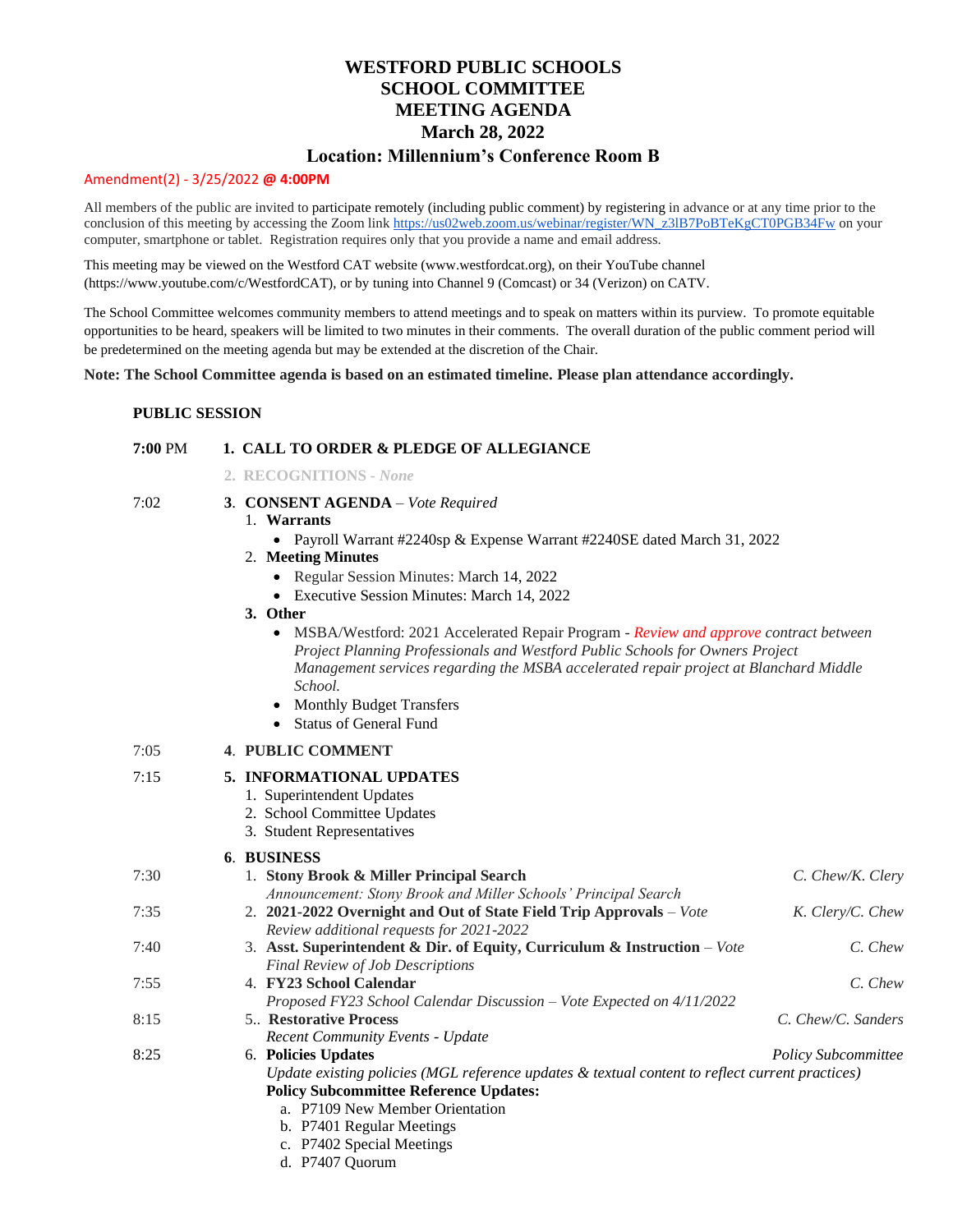# WESTFORD PUBLIC SCHOOLS
# SCHOOL COMMITTEE
# MEETING AGENDA
# March 28, 2022
## Location: Millennium's Conference Room B

Amendment(2) - 3/25/2022 **@ 4:00PM**

All members of the public are invited to participate remotely (including public comment) by registering in advance or at any time prior to the conclusion of this meeting by accessing the Zoom link https://us02web.zoom.us/webinar/register/WN_z3lB7PoBTeKgCT0PGB34Fw on your computer, smartphone or tablet. Registration requires only that you provide a name and email address.

This meeting may be viewed on the Westford CAT website (www.westfordcat.org), on their YouTube channel (https://www.youtube.com/c/WestfordCAT), or by tuning into Channel 9 (Comcast) or 34 (Verizon) on CATV.

The School Committee welcomes community members to attend meetings and to speak on matters within its purview. To promote equitable opportunities to be heard, speakers will be limited to two minutes in their comments. The overall duration of the public comment period will be predetermined on the meeting agenda but may be extended at the discretion of the Chair.

**Note: The School Committee agenda is based on an estimated timeline. Please plan attendance accordingly.**

**PUBLIC SESSION**

**7:00** PM **1. CALL TO ORDER & PLEDGE OF ALLEGIANCE**

**2. RECOGNITIONS** - *None*

7:02 **3. CONSENT AGENDA** – *Vote Required*

1. **Warrants**
   - Payroll Warrant #2240sp & Expense Warrant #2240SE dated March 31, 2022
2. **Meeting Minutes**
   - Regular Session Minutes: March 14, 2022
   - Executive Session Minutes: March 14, 2022
3. **Other**
   - MSBA/Westford: 2021 Accelerated Repair Program - *Review and approve contract between Project Planning Professionals and Westford Public Schools for Owners Project Management services regarding the MSBA accelerated repair project at Blanchard Middle School.*
   - Monthly Budget Transfers
   - Status of General Fund

7:05 **4. PUBLIC COMMENT**

7:15 **5. INFORMATIONAL UPDATES**

1. Superintendent Updates
2. School Committee Updates
3. Student Representatives

**6. BUSINESS**

7:30 1. **Stony Brook & Miller Principal Search** — *C. Chew/K. Clery*
*Announcement: Stony Brook and Miller Schools' Principal Search*

7:35 2. **2021-2022 Overnight and Out of State Field Trip Approvals** – *Vote* — *K. Clery/C. Chew*
*Review additional requests for 2021-2022*

7:40 3. **Asst. Superintendent & Dir. of Equity, Curriculum & Instruction** – *Vote* — *C. Chew*
*Final Review of Job Descriptions*

7:55 4. **FY23 School Calendar** — *C. Chew*
*Proposed FY23 School Calendar Discussion – Vote Expected on 4/11/2022*

8:15 5.. **Restorative Process** — *C. Chew/C. Sanders*
*Recent Community Events - Update*

8:25 6. **Policies Updates** — *Policy Subcommittee*
*Update existing policies (MGL reference updates & textual content to reflect current practices)*
**Policy Subcommittee Reference Updates:**

a. P7109 New Member Orientation
b. P7401 Regular Meetings
c. P7402 Special Meetings
d. P7407 Quorum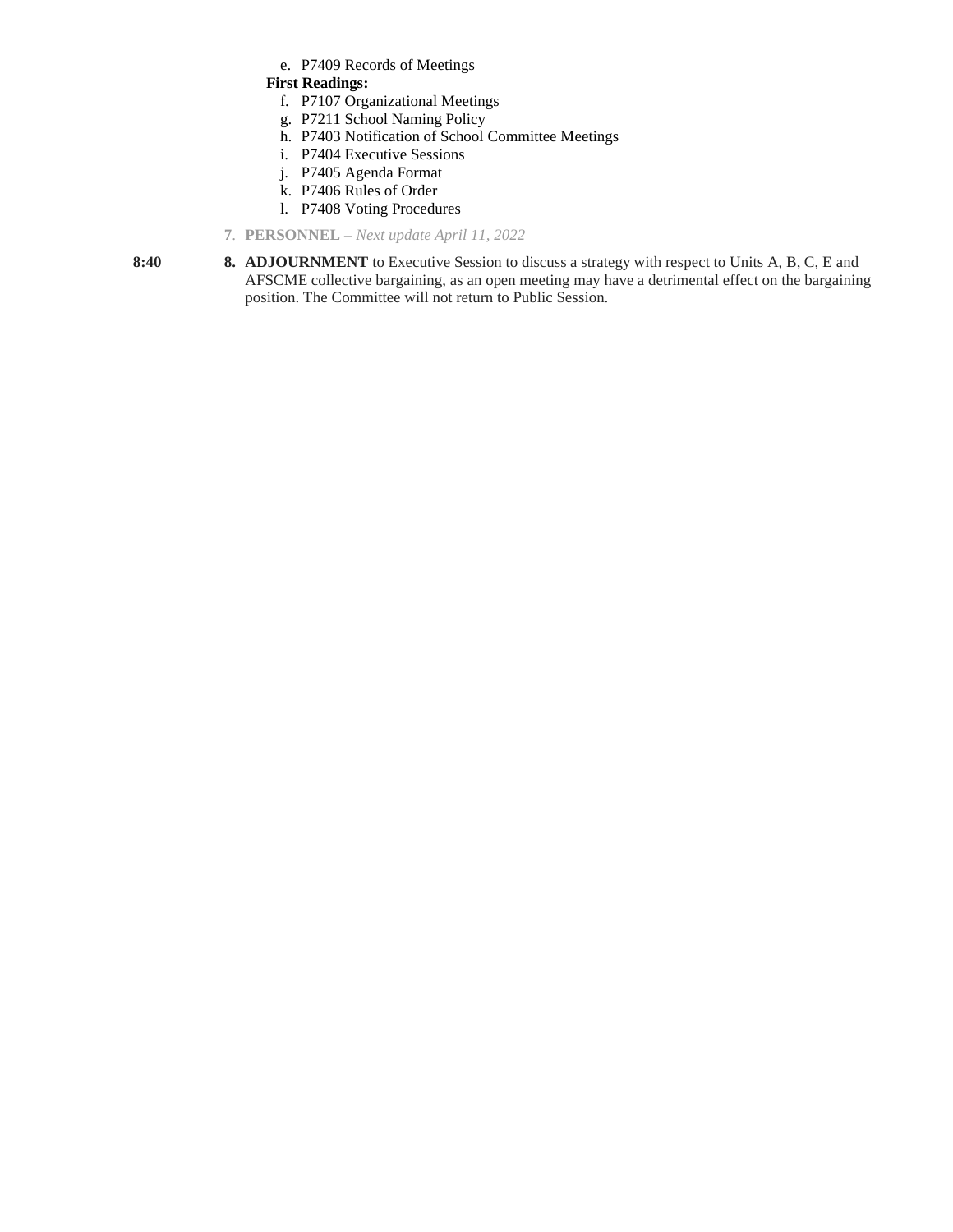e. P7409 Records of Meetings

**First Readings:**

f. P7107 Organizational Meetings
g. P7211 School Naming Policy
h. P7403 Notification of School Committee Meetings
i. P7404 Executive Sessions
j. P7405 Agenda Format
k. P7406 Rules of Order
l. P7408 Voting Procedures

**7. PERSONNEL** – *Next update April 11, 2022*

8:40 **8. ADJOURNMENT** to Executive Session to discuss a strategy with respect to Units A, B, C, E and AFSCME collective bargaining, as an open meeting may have a detrimental effect on the bargaining position. The Committee will not return to Public Session.